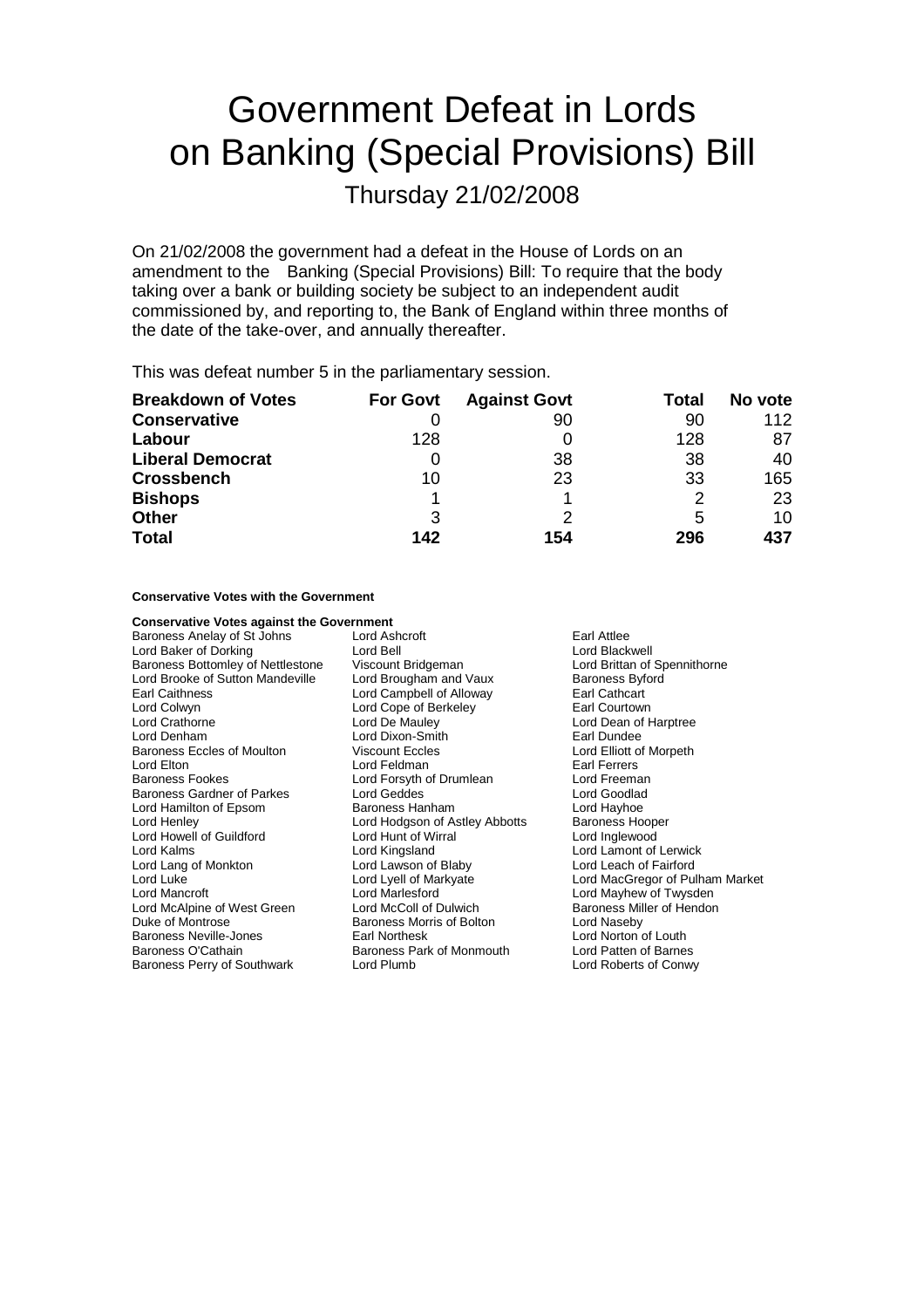# Government Defeat in Lords on Banking (Special Provisions) Bill

## Thursday 21/02/2008

On 21/02/2008 the government had a defeat in the House of Lords on an amendment to the Banking (Special Provisions) Bill: To require that the body taking over a bank or building society be subject to an independent audit commissioned by, and reporting to, the Bank of England within three months of the date of the take-over, and annually thereafter.

This was defeat number 5 in the parliamentary session.

| **Breakdown of Votes** | **For Govt** | **Against Govt** | **Total** | **No vote** |
|---|---|---|---|---|
| **Conservative** | 0 | 90 | 90 | 112 |
| **Labour** | 128 | 0 | 128 | 87 |
| **Liberal Democrat** | 0 | 38 | 38 | 40 |
| **Crossbench** | 10 | 23 | 33 | 165 |
| **Bishops** | 1 | 1 | 2 | 23 |
| **Other** | 3 | 2 | 5 | 10 |
| **Total** | **142** | **154** | **296** | **437** |

**Conservative Votes with the Government**

**Conservative Votes against the Government**

Baroness Anelay of St Johns
Lord Ashcroft
Earl Attlee
Lord Baker of Dorking
Lord Bell
Lord Blackwell
Baroness Bottomley of Nettlestone
Viscount Bridgeman
Lord Brittan of Spennithorne
Lord Brooke of Sutton Mandeville
Lord Brougham and Vaux
Baroness Byford
Earl Caithness
Lord Campbell of Alloway
Earl Cathcart
Lord Colwyn
Lord Cope of Berkeley
Earl Courtown
Lord Crathorne
Lord De Mauley
Lord Dean of Harptree
Lord Denham
Lord Dixon-Smith
Earl Dundee
Baroness Eccles of Moulton
Viscount Eccles
Lord Elliott of Morpeth
Lord Elton
Lord Feldman
Earl Ferrers
Baroness Fookes
Lord Forsyth of Drumlean
Lord Freeman
Baroness Gardner of Parkes
Lord Geddes
Lord Goodlad
Lord Hamilton of Epsom
Baroness Hanham
Lord Hayhoe
Lord Henley
Lord Hodgson of Astley Abbotts
Baroness Hooper
Lord Howell of Guildford
Lord Hunt of Wirral
Lord Inglewood
Lord Kalms
Lord Kingsland
Lord Lamont of Lerwick
Lord Lang of Monkton
Lord Lawson of Blaby
Lord Leach of Fairford
Lord Luke
Lord Lyell of Markyate
Lord MacGregor of Pulham Market
Lord Mancroft
Lord Marlesford
Lord Mayhew of Twysden
Lord McAlpine of West Green
Lord McColl of Dulwich
Baroness Miller of Hendon
Duke of Montrose
Baroness Morris of Bolton
Lord Naseby
Baroness Neville-Jones
Earl Northesk
Lord Norton of Louth
Baroness O'Cathain
Baroness Park of Monmouth
Lord Patten of Barnes
Baroness Perry of Southwark
Lord Plumb
Lord Roberts of Conwy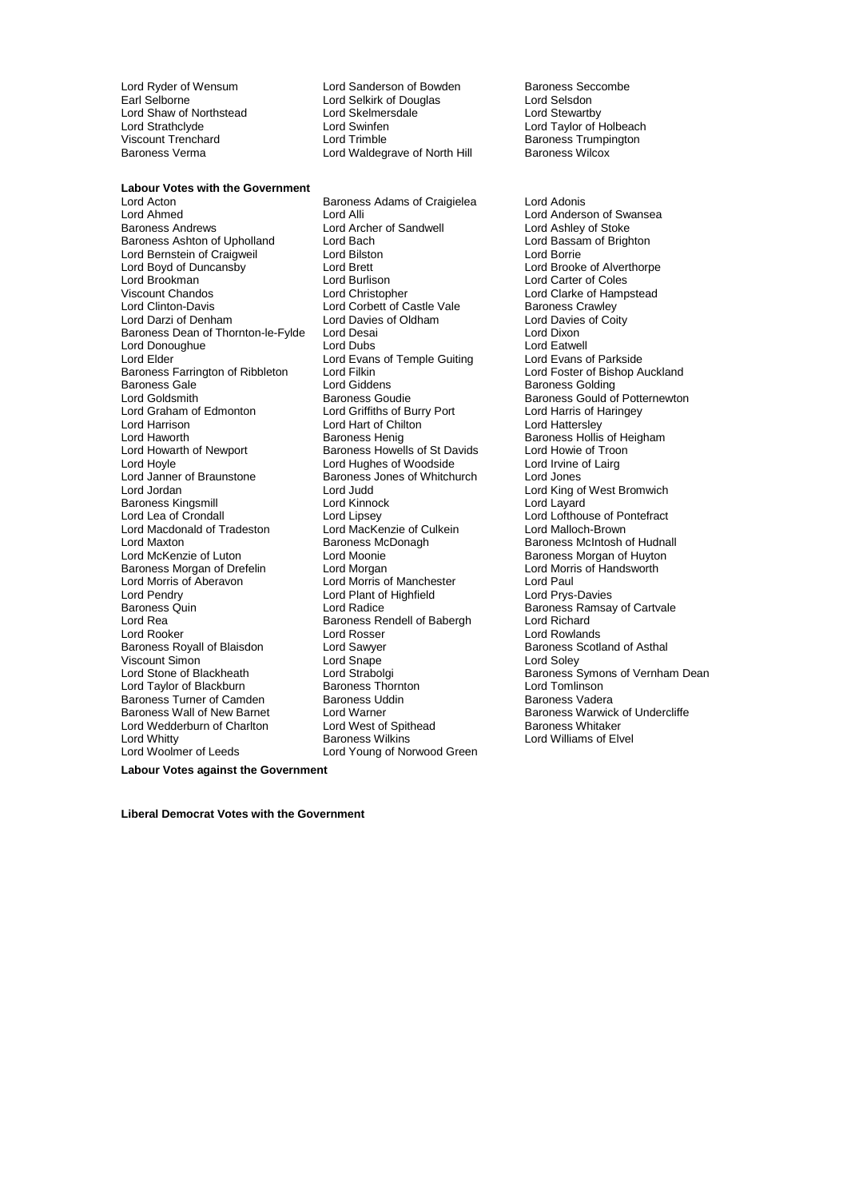Lord Ryder of Wensum
Lord Sanderson of Bowden
Baroness Seccombe
Earl Selborne
Lord Selkirk of Douglas
Lord Selsdon
Lord Shaw of Northstead
Lord Skelmersdale
Lord Stewartby
Lord Strathclyde
Lord Swinfen
Lord Taylor of Holbeach
Viscount Trenchard
Lord Trimble
Baroness Trumpington
Baroness Verma
Lord Waldegrave of North Hill
Baroness Wilcox

**Labour Votes with the Government**

Lord Acton
Baroness Adams of Craigielea
Lord Adonis
Lord Ahmed
Lord Alli
Lord Anderson of Swansea
Baroness Andrews
Lord Archer of Sandwell
Lord Ashley of Stoke
Baroness Ashton of Upholland
Lord Bach
Lord Bassam of Brighton
Lord Bernstein of Craigweil
Lord Bilston
Lord Borrie
Lord Boyd of Duncansby
Lord Brett
Lord Brooke of Alverthorpe
Lord Brookman
Lord Burlison
Lord Carter of Coles
Viscount Chandos
Lord Christopher
Lord Clarke of Hampstead
Lord Clinton-Davis
Lord Corbett of Castle Vale
Baroness Crawley
Lord Darzi of Denham
Lord Davies of Oldham
Lord Davies of Coity
Baroness Dean of Thornton-le-Fylde
Lord Desai
Lord Dixon
Lord Donoughue
Lord Dubs
Lord Eatwell
Lord Elder
Lord Evans of Temple Guiting
Lord Evans of Parkside
Baroness Farrington of Ribbleton
Lord Filkin
Lord Foster of Bishop Auckland
Baroness Gale
Lord Giddens
Baroness Golding
Lord Goldsmith
Baroness Goudie
Baroness Gould of Potternewton
Lord Graham of Edmonton
Lord Griffiths of Burry Port
Lord Harris of Haringey
Lord Harrison
Lord Hart of Chilton
Lord Hattersley
Lord Haworth
Baroness Henig
Baroness Hollis of Heigham
Lord Howarth of Newport
Baroness Howells of St Davids
Lord Howie of Troon
Lord Hoyle
Lord Hughes of Woodside
Lord Irvine of Lairg
Lord Janner of Braunstone
Baroness Jones of Whitchurch
Lord Jones
Lord Jordan
Lord Judd
Lord King of West Bromwich
Baroness Kingsmill
Lord Kinnock
Lord Layard
Lord Lea of Crondall
Lord Lipsey
Lord Lofthouse of Pontefract
Lord Macdonald of Tradeston
Lord MacKenzie of Culkein
Lord Malloch-Brown
Lord Maxton
Baroness McDonagh
Baroness McIntosh of Hudnall
Lord McKenzie of Luton
Lord Moonie
Baroness Morgan of Huyton
Baroness Morgan of Drefelin
Lord Morgan
Lord Morris of Handsworth
Lord Morris of Aberavon
Lord Morris of Manchester
Lord Paul
Lord Pendry
Lord Plant of Highfield
Lord Prys-Davies
Baroness Quin
Lord Radice
Baroness Ramsay of Cartvale
Lord Rea
Baroness Rendell of Babergh
Lord Richard
Lord Rooker
Lord Rosser
Lord Rowlands
Baroness Royall of Blaisdon
Lord Sawyer
Baroness Scotland of Asthal
Viscount Simon
Lord Snape
Lord Soley
Lord Stone of Blackheath
Lord Strabolgi
Baroness Symons of Vernham Dean
Lord Taylor of Blackburn
Baroness Thornton
Lord Tomlinson
Baroness Turner of Camden
Baroness Uddin
Baroness Vadera
Baroness Wall of New Barnet
Lord Warner
Baroness Warwick of Undercliffe
Lord Wedderburn of Charlton
Lord West of Spithead
Baroness Whitaker
Lord Whitty
Baroness Wilkins
Lord Williams of Elvel
Lord Woolmer of Leeds
Lord Young of Norwood Green

**Labour Votes against the Government**

**Liberal Democrat Votes with the Government**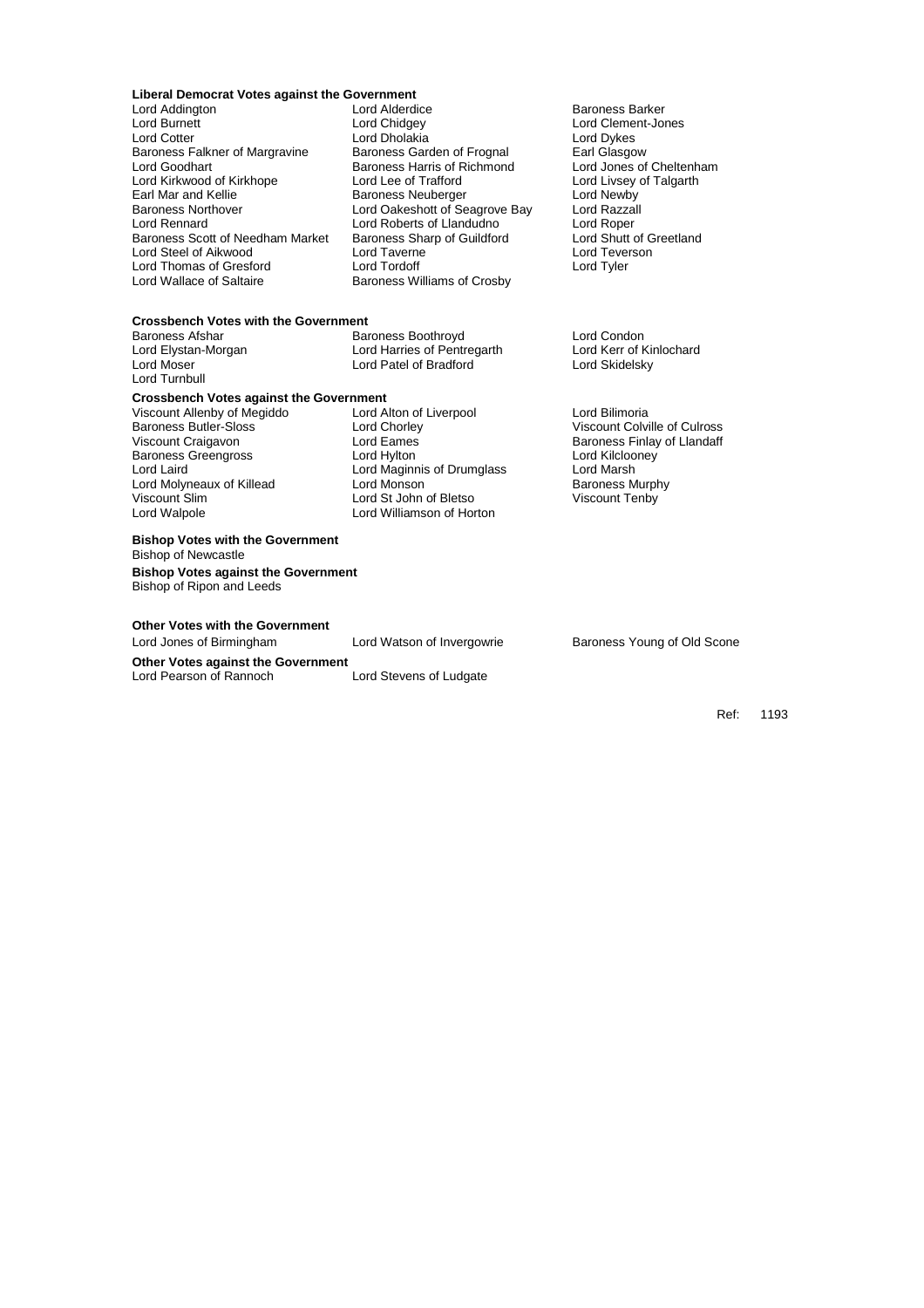**Liberal Democrat Votes against the Government**

Lord Addington
Lord Burnett
Lord Cotter
Baroness Falkner of Margravine
Lord Goodhart
Lord Kirkwood of Kirkhope
Earl Mar and Kellie
Baroness Northover
Lord Rennard
Baroness Scott of Needham Market
Lord Steel of Aikwood
Lord Thomas of Gresford
Lord Wallace of Saltaire
Lord Alderdice
Lord Chidgey
Lord Dholakia
Baroness Garden of Frognal
Baroness Harris of Richmond
Lord Lee of Trafford
Baroness Neuberger
Lord Oakeshott of Seagrove Bay
Lord Roberts of Llandudno
Baroness Sharp of Guildford
Lord Taverne
Lord Tordoff
Baroness Williams of Crosby
Baroness Barker
Lord Clement-Jones
Lord Dykes
Earl Glasgow
Lord Jones of Cheltenham
Lord Livsey of Talgarth
Lord Newby
Lord Razzall
Lord Roper
Lord Shutt of Greetland
Lord Teverson
Lord Tyler

**Crossbench Votes with the Government**

Baroness Afshar
Lord Elystan-Morgan
Lord Moser
Lord Turnbull
Baroness Boothroyd
Lord Harries of Pentregarth
Lord Patel of Bradford
Lord Condon
Lord Kerr of Kinlochard
Lord Skidelsky

**Crossbench Votes against the Government**

Viscount Allenby of Megiddo
Baroness Butler-Sloss
Viscount Craigavon
Baroness Greengross
Lord Laird
Lord Molyneaux of Killead
Viscount Slim
Lord Walpole
Lord Alton of Liverpool
Lord Chorley
Lord Eames
Lord Hylton
Lord Maginnis of Drumglass
Lord Monson
Lord St John of Bletso
Lord Williamson of Horton
Lord Bilimoria
Viscount Colville of Culross
Baroness Finlay of Llandaff
Lord Kilclooney
Lord Marsh
Baroness Murphy
Viscount Tenby

**Bishop Votes with the Government**

Bishop of Newcastle

**Bishop Votes against the Government**

Bishop of Ripon and Leeds

**Other Votes with the Government**

Lord Jones of Birmingham
Lord Watson of Invergowrie
Baroness Young of Old Scone

**Other Votes against the Government**

Lord Pearson of Rannoch
Lord Stevens of Ludgate

Ref: 1193